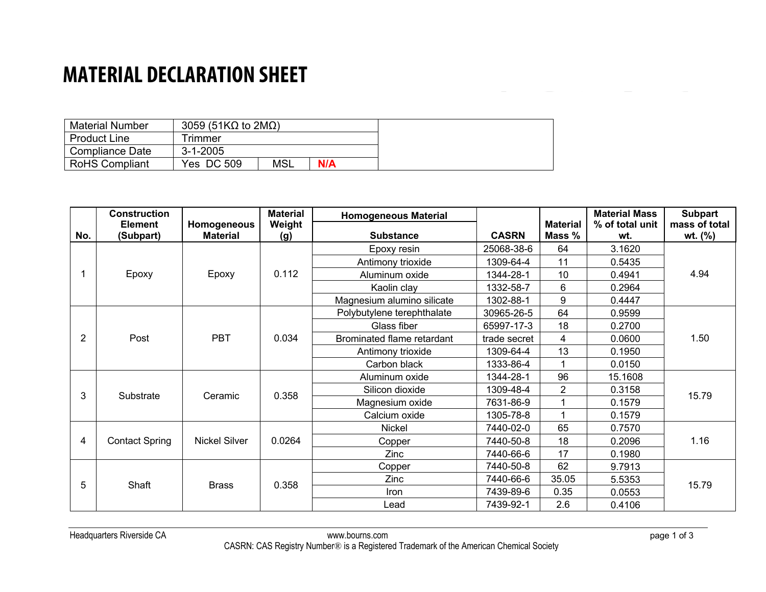# MATERIAL DECLARATION SHEET

| | | | |
|---|---|---|---|
| Material Number | 3059 (51KΩ to 2MΩ) | | |
| Product Line | Trimmer | | |
| Compliance Date | 3-1-2005 | | |
| RoHS Compliant | Yes DC 509 | MSL | **N/A** |

| No. | Construction Element (Subpart) | Homogeneous Material | Material Weight (g) | Homogeneous Material Substance | CASRN | Material Mass % | Material Mass % of total unit wt. | Subpart mass of total wt. (%) |
|---|---|---|---|---|---|---|---|---|
| 1 | Epoxy | Epoxy | 0.112 | Epoxy resin | 25068-38-6 | 64 | 3.1620 | 4.94 |
| | | | | Antimony trioxide | 1309-64-4 | 11 | 0.5435 | |
| | | | | Aluminum oxide | 1344-28-1 | 10 | 0.4941 | |
| | | | | Kaolin clay | 1332-58-7 | 6 | 0.2964 | |
| | | | | Magnesium alumino silicate | 1302-88-1 | 9 | 0.4447 | |
| 2 | Post | PBT | 0.034 | Polybutylene terephthalate | 30965-26-5 | 64 | 0.9599 | 1.50 |
| | | | | Glass fiber | 65997-17-3 | 18 | 0.2700 | |
| | | | | Brominated flame retardant | trade secret | 4 | 0.0600 | |
| | | | | Antimony trioxide | 1309-64-4 | 13 | 0.1950 | |
| | | | | Carbon black | 1333-86-4 | 1 | 0.0150 | |
| 3 | Substrate | Ceramic | 0.358 | Aluminum oxide | 1344-28-1 | 96 | 15.1608 | 15.79 |
| | | | | Silicon dioxide | 1309-48-4 | 2 | 0.3158 | |
| | | | | Magnesium oxide | 7631-86-9 | 1 | 0.1579 | |
| | | | | Calcium oxide | 1305-78-8 | 1 | 0.1579 | |
| 4 | Contact Spring | Nickel Silver | 0.0264 | Nickel | 7440-02-0 | 65 | 0.7570 | 1.16 |
| | | | | Copper | 7440-50-8 | 18 | 0.2096 | |
| | | | | Zinc | 7440-66-6 | 17 | 0.1980 | |
| 5 | Shaft | Brass | 0.358 | Copper | 7440-50-8 | 62 | 9.7913 | 15.79 |
| | | | | Zinc | 7440-66-6 | 35.05 | 5.5353 | |
| | | | | Iron | 7439-89-6 | 0.35 | 0.0553 | |
| | | | | Lead | 7439-92-1 | 2.6 | 0.4106 | |

Headquarters Riverside CA www.bourns.com

CASRN: CAS Registry Number® is a Registered Trademark of the American Chemical Society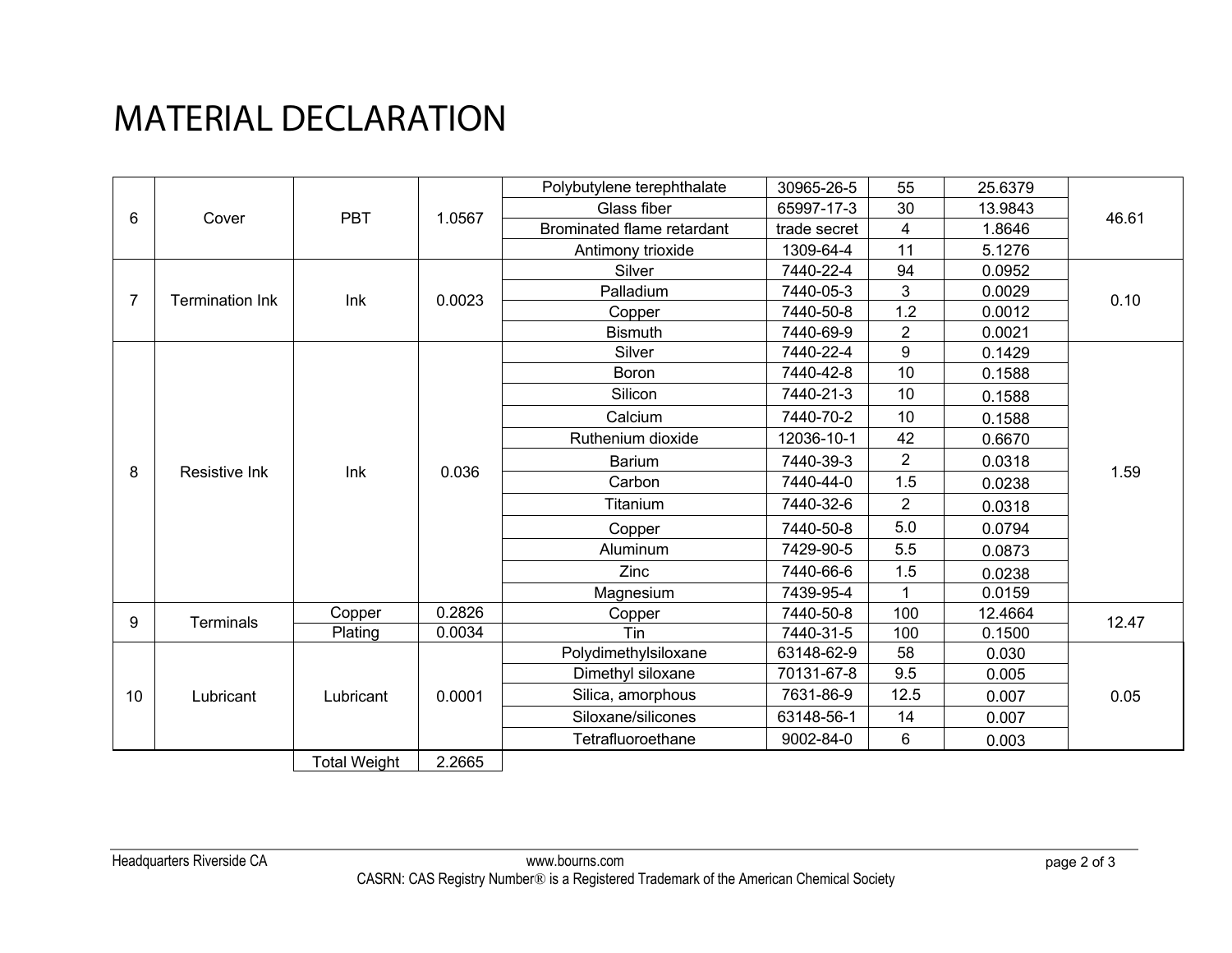# MATERIAL DECLARATION

| | | | | | | | | |
|---|---|---|---|---|---|---|---|---|
| 6 | Cover | PBT | 1.0567 | Polybutylene terephthalate | 30965-26-5 | 55 | 25.6379 | 46.61 |
| | | | | Glass fiber | 65997-17-3 | 30 | 13.9843 | |
| | | | | Brominated flame retardant | trade secret | 4 | 1.8646 | |
| | | | | Antimony trioxide | 1309-64-4 | 11 | 5.1276 | |
| 7 | Termination Ink | Ink | 0.0023 | Silver | 7440-22-4 | 94 | 0.0952 | 0.10 |
| | | | | Palladium | 7440-05-3 | 3 | 0.0029 | |
| | | | | Copper | 7440-50-8 | 1.2 | 0.0012 | |
| | | | | Bismuth | 7440-69-9 | 2 | 0.0021 | |
| 8 | Resistive Ink | Ink | 0.036 | Silver | 7440-22-4 | 9 | 0.1429 | 1.59 |
| | | | | Boron | 7440-42-8 | 10 | 0.1588 | |
| | | | | Silicon | 7440-21-3 | 10 | 0.1588 | |
| | | | | Calcium | 7440-70-2 | 10 | 0.1588 | |
| | | | | Ruthenium dioxide | 12036-10-1 | 42 | 0.6670 | |
| | | | | Barium | 7440-39-3 | 2 | 0.0318 | |
| | | | | Carbon | 7440-44-0 | 1.5 | 0.0238 | |
| | | | | Titanium | 7440-32-6 | 2 | 0.0318 | |
| | | | | Copper | 7440-50-8 | 5.0 | 0.0794 | |
| | | | | Aluminum | 7429-90-5 | 5.5 | 0.0873 | |
| | | | | Zinc | 7440-66-6 | 1.5 | 0.0238 | |
| | | | | Magnesium | 7439-95-4 | 1 | 0.0159 | |
| 9 | Terminals | Copper | 0.2826 | Copper | 7440-50-8 | 100 | 12.4664 | 12.47 |
| | | Plating | 0.0034 | Tin | 7440-31-5 | 100 | 0.1500 | |
| 10 | Lubricant | Lubricant | 0.0001 | Polydimethylsiloxane | 63148-62-9 | 58 | 0.030 | 0.05 |
| | | | | Dimethyl siloxane | 70131-67-8 | 9.5 | 0.005 | |
| | | | | Silica, amorphous | 7631-86-9 | 12.5 | 0.007 | |
| | | | | Siloxane/silicones | 63148-56-1 | 14 | 0.007 | |
| | | | | Tetrafluoroethane | 9002-84-0 | 6 | 0.003 | |
| | | Total Weight | 2.2665 | | | | | |

Headquarters Riverside CA www.bourns.com

CASRN: CAS Registry Number® is a Registered Trademark of the American Chemical Society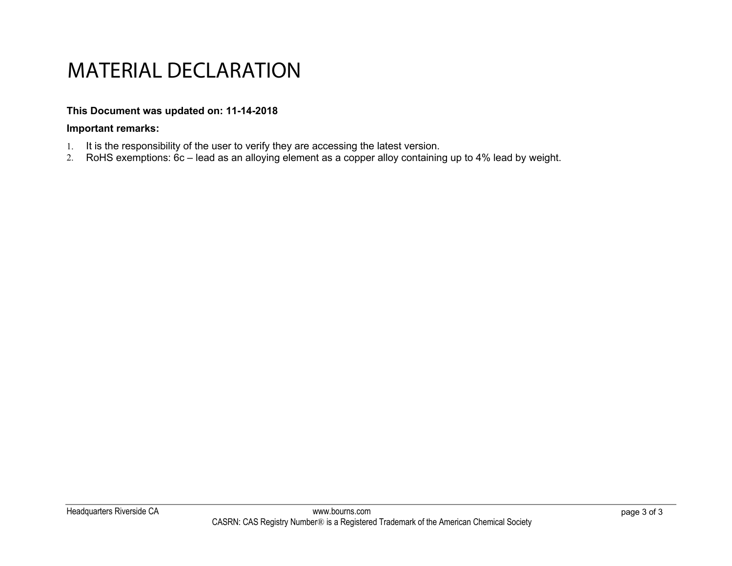# MATERIAL DECLARATION

**This Document was updated on: 11-14-2018**

**Important remarks:**

1. It is the responsibility of the user to verify they are accessing the latest version.
2. RoHS exemptions: 6c – lead as an alloying element as a copper alloy containing up to 4% lead by weight.